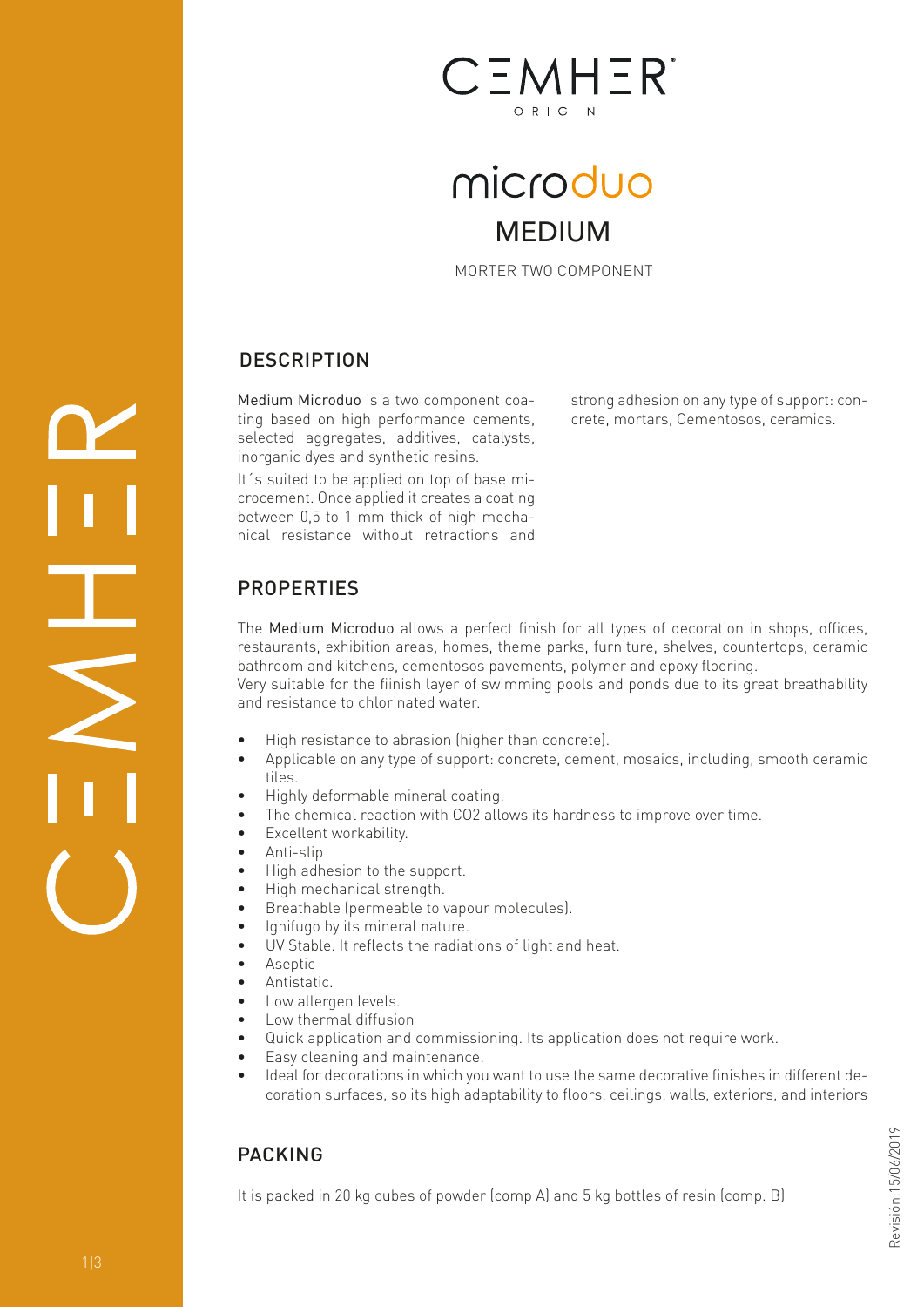# CEMHER

- ORIGIN -

# microduo

## MEDIUM

MORTER TWO COMPONENT

## DESCRIPTION

Medium Microduo is a two component coating based on high performance cements, selected aggregates, additives, catalysts, inorganic dyes and synthetic resins.

It´s suited to be applied on top of base microcement. Once applied it creates a coating between 0,5 to 1 mm thick of high mechanical resistance without retractions and strong adhesion on any type of support: concrete, mortars, Cementosos, ceramics.

## PROPERTIES

The Medium Microduo allows a perfect finish for all types of decoration in shops, offices, restaurants, exhibition areas, homes, theme parks, furniture, shelves, countertops, ceramic bathroom and kitchens, cementosos pavements, polymer and epoxy flooring.
Very suitable for the fiinish layer of swimming pools and ponds due to its great breathability and resistance to chlorinated water.

- High resistance to abrasion (higher than concrete).
- Applicable on any type of support: concrete, cement, mosaics, including, smooth ceramic tiles.
- Highly deformable mineral coating.
- The chemical reaction with $CO_2$ allows its hardness to improve over time.
- Excellent workability.
- Anti-slip
- High adhesion to the support.
- High mechanical strength.
- Breathable (permeable to vapour molecules).
- Ignifugo by its mineral nature.
- UV Stable. It reflects the radiations of light and heat.
- Aseptic
- Antistatic.
- Low allergen levels.
- Low thermal diffusion
- Quick application and commissioning. Its application does not require work.
- Easy cleaning and maintenance.
- Ideal for decorations in which you want to use the same decorative finishes in different decoration surfaces, so its high adaptability to floors, ceilings, walls, exteriors, and interiors

## PACKING

It is packed in 20 kg cubes of powder (comp A) and 5 kg bottles of resin (comp. B)

Revisión:15/06/2019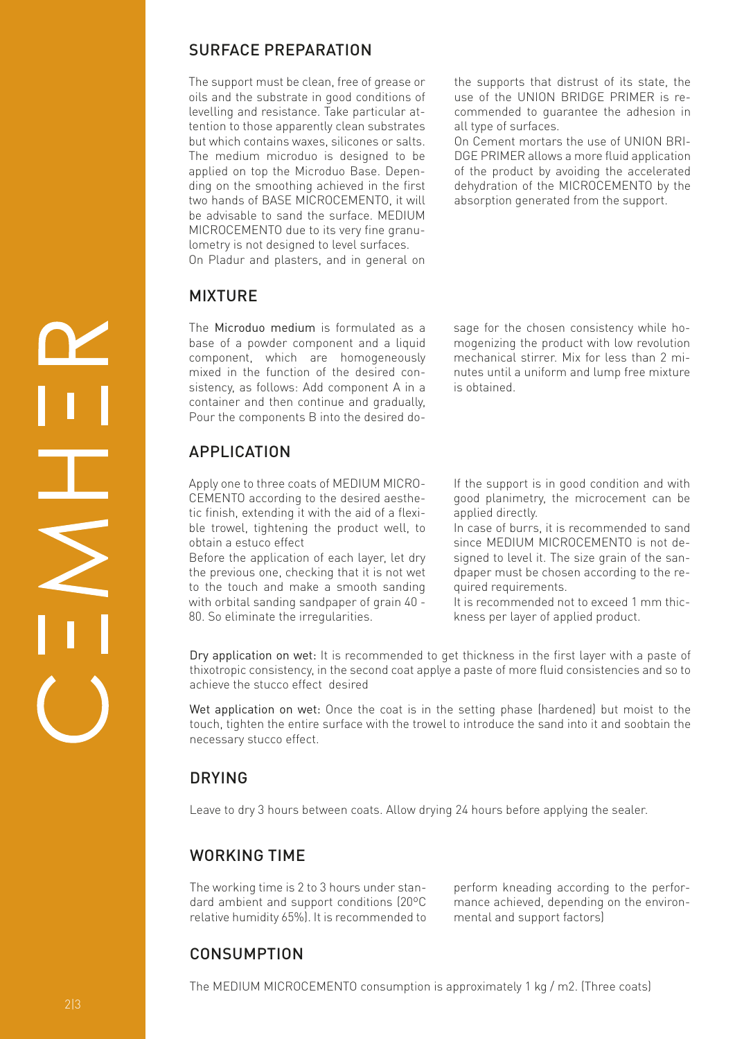## SURFACE PREPARATION

The support must be clean, free of grease or oils and the substrate in good conditions of levelling and resistance. Take particular attention to those apparently clean substrates but which contains waxes, silicones or salts. The medium microduo is designed to be applied on top the Microduo Base. Depending on the smoothing achieved in the first two hands of BASE MICROCEMENTO, it will be advisable to sand the surface. MEDIUM MICROCEMENTO due to its very fine granulometry is not designed to level surfaces.
On Pladur and plasters, and in general on the supports that distrust of its state, the use of the UNION BRIDGE PRIMER is recommended to guarantee the adhesion in all type of surfaces.
On Cement mortars the use of UNION BRIDGE PRIMER allows a more fluid application of the product by avoiding the accelerated dehydration of the MICROCEMENTO by the absorption generated from the support.

## MIXTURE

The Microduo medium is formulated as a base of a powder component and a liquid component, which are homogeneously mixed in the function of the desired consistency, as follows: Add component A in a container and then continue and gradually, Pour the components B into the desired dosage for the chosen consistency while homogenizing the product with low revolution mechanical stirrer. Mix for less than 2 minutes until a uniform and lump free mixture is obtained.

## APPLICATION

Apply one to three coats of MEDIUM MICROCEMENTO according to the desired aesthetic finish, extending it with the aid of a flexible trowel, tightening the product well, to obtain a estuco effect
Before the application of each layer, let dry the previous one, checking that it is not wet to the touch and make a smooth sanding with orbital sanding sandpaper of grain 40 - 80. So eliminate the irregularities.
If the support is in good condition and with good planimetry, the microcement can be applied directly.
In case of burrs, it is recommended to sand since MEDIUM MICROCEMENTO is not designed to level it. The size grain of the sandpaper must be chosen according to the required requirements.
It is recommended not to exceed 1 mm thickness per layer of applied product.

Dry application on wet: It is recommended to get thickness in the first layer with a paste of thixotropic consistency, in the second coat applye a paste of more fluid consistencies and so to achieve the stucco effect desired

Wet application on wet: Once the coat is in the setting phase (hardened) but moist to the touch, tighten the entire surface with the trowel to introduce the sand into it and soobtain the necessary stucco effect.

## DRYING

Leave to dry 3 hours between coats. Allow drying 24 hours before applying the sealer.

## WORKING TIME

The working time is 2 to 3 hours under standard ambient and support conditions (20ºC relative humidity 65%). It is recommended to perform kneading according to the performance achieved, depending on the environmental and support factors)

## CONSUMPTION

The MEDIUM MICROCEMENTO consumption is approximately 1 kg / m2. (Three coats)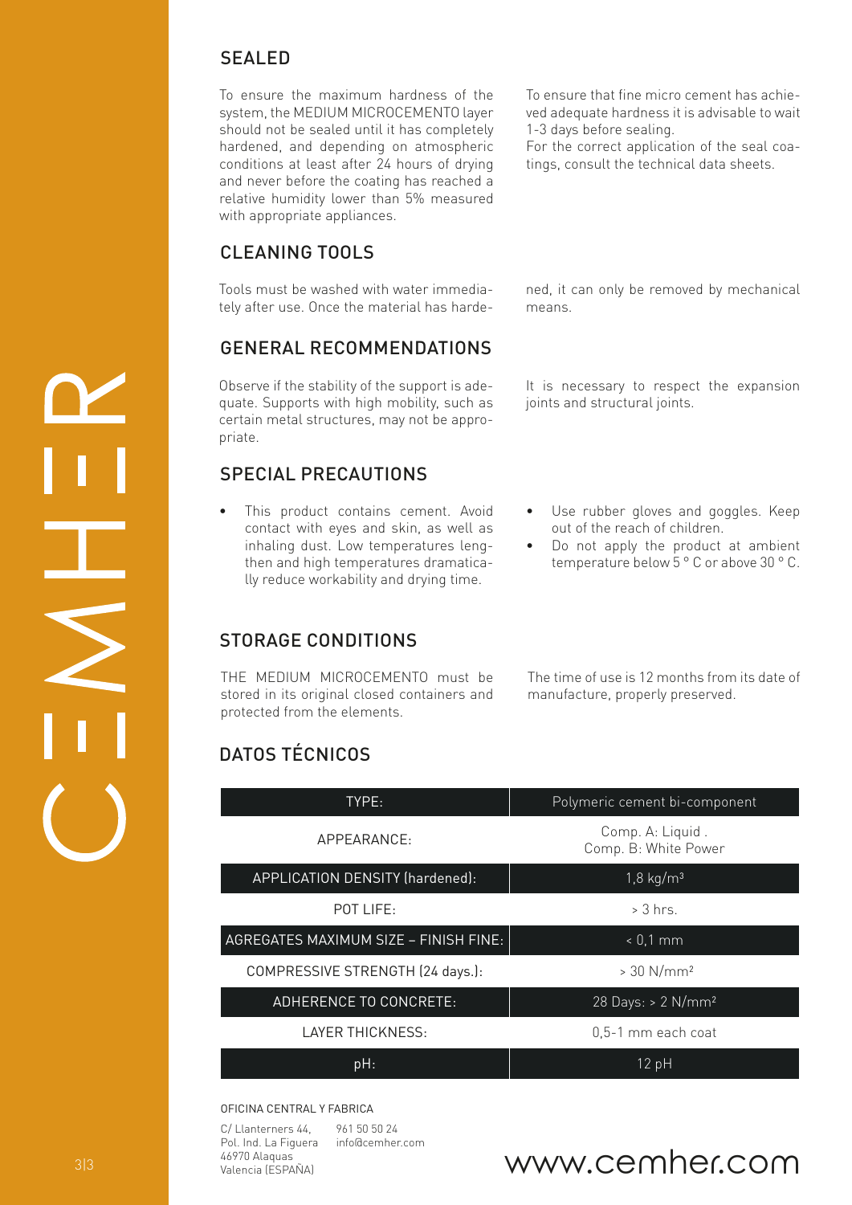## SEALED

To ensure the maximum hardness of the system, the MEDIUM MICROCEMENTO layer should not be sealed until it has completely hardened, and depending on atmospheric conditions at least after 24 hours of drying and never before the coating has reached a relative humidity lower than 5% measured with appropriate appliances.

To ensure that fine micro cement has achieved adequate hardness it is advisable to wait 1-3 days before sealing.
For the correct application of the seal coatings, consult the technical data sheets.

## CLEANING TOOLS

Tools must be washed with water immediately after use. Once the material has hardened, it can only be removed by mechanical means.

## GENERAL RECOMMENDATIONS

Observe if the stability of the support is adequate. Supports with high mobility, such as certain metal structures, may not be appropriate.

It is necessary to respect the expansion joints and structural joints.

## SPECIAL PRECAUTIONS

- This product contains cement. Avoid contact with eyes and skin, as well as inhaling dust. Low temperatures lengthen and high temperatures dramatically reduce workability and drying time.
- Use rubber gloves and goggles. Keep out of the reach of children.
- Do not apply the product at ambient temperature below 5 ° C or above 30 ° C.

## STORAGE CONDITIONS

THE MEDIUM MICROCEMENTO must be stored in its original closed containers and protected from the elements.

The time of use is 12 months from its date of manufacture, properly preserved.

## DATOS TÉCNICOS

| | |
|---|---|
| TYPE: | Polymeric cement bi-component |
| APPEARANCE: | Comp. A: Liquid . Comp. B: White Power |
| APPLICATION DENSITY (hardened): | 1,8 kg/m³ |
| POT LIFE: | > 3 hrs. |
| AGREGATES MAXIMUM SIZE – FINISH FINE: | < 0,1 mm |
| COMPRESSIVE STRENGTH (24 days.): | > 30 N/mm² |
| ADHERENCE TO CONCRETE: | 28 Days: > 2 N/mm² |
| LAYER THICKNESS: | 0,5-1 mm each coat |
| pH: | 12 pH |

OFICINA CENTRAL Y FABRICA

C/ Llanterners 44,
Pol. Ind. La Figuera
46970 Alaquas
Valencia (ESPAÑA)

961 50 50 24
info@cemher.com

www.cemher.com